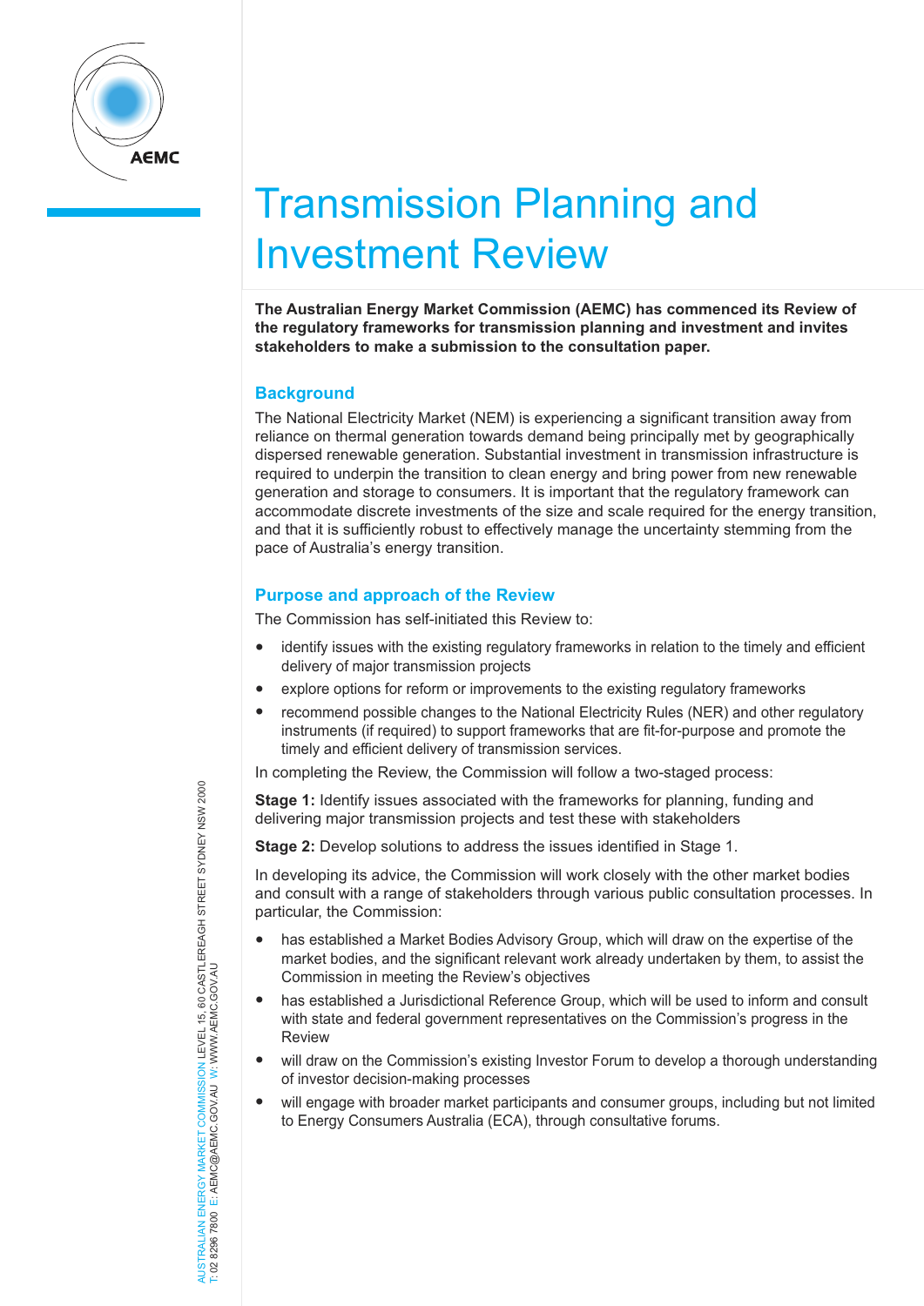# Transmission Planning and Investment Review

**The Australian Energy Market Commission (AEMC) has commenced its Review of the regulatory frameworks for transmission planning and investment and invites stakeholders to make a submission to the consultation paper.**

## Background

The National Electricity Market (NEM) is experiencing a significant transition away from reliance on thermal generation towards demand being principally met by geographically dispersed renewable generation. Substantial investment in transmission infrastructure is required to underpin the transition to clean energy and bring power from new renewable generation and storage to consumers. It is important that the regulatory framework can accommodate discrete investments of the size and scale required for the energy transition, and that it is sufficiently robust to effectively manage the uncertainty stemming from the pace of Australia's energy transition.

## Purpose and approach of the Review

The Commission has self-initiated this Review to:

- identify issues with the existing regulatory frameworks in relation to the timely and efficient delivery of major transmission projects
- explore options for reform or improvements to the existing regulatory frameworks
- recommend possible changes to the National Electricity Rules (NER) and other regulatory instruments (if required) to support frameworks that are fit-for-purpose and promote the timely and efficient delivery of transmission services.

In completing the Review, the Commission will follow a two-staged process:

**Stage 1:** Identify issues associated with the frameworks for planning, funding and delivering major transmission projects and test these with stakeholders

**Stage 2:** Develop solutions to address the issues identified in Stage 1.

In developing its advice, the Commission will work closely with the other market bodies and consult with a range of stakeholders through various public consultation processes. In particular, the Commission:

- has established a Market Bodies Advisory Group, which will draw on the expertise of the market bodies, and the significant relevant work already undertaken by them, to assist the Commission in meeting the Review's objectives
- has established a Jurisdictional Reference Group, which will be used to inform and consult with state and federal government representatives on the Commission's progress in the Review
- will draw on the Commission's existing Investor Forum to develop a thorough understanding of investor decision-making processes
- will engage with broader market participants and consumer groups, including but not limited to Energy Consumers Australia (ECA), through consultative forums.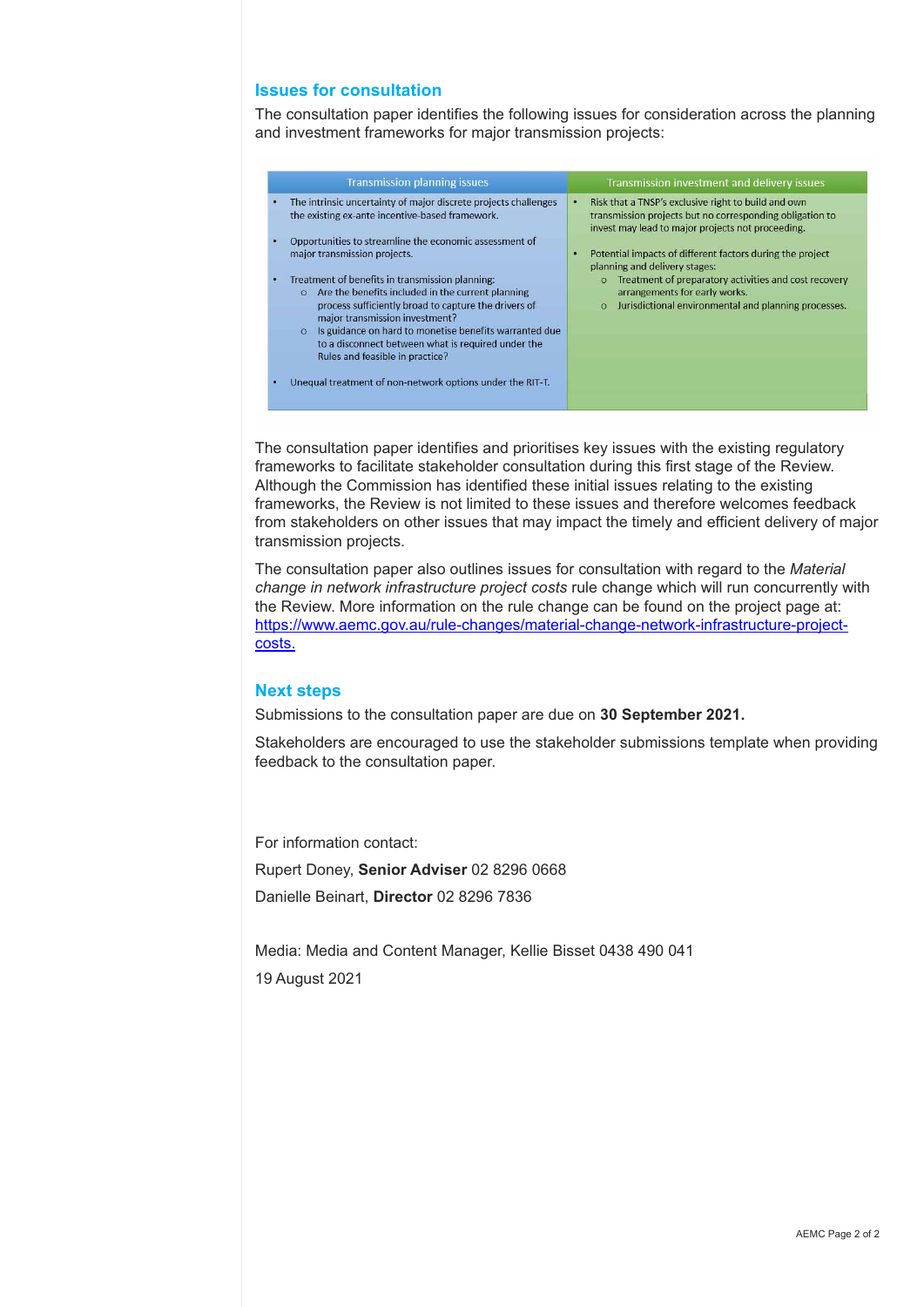## Issues for consultation

The consultation paper identifies the following issues for consideration across the planning and investment frameworks for major transmission projects:

| Transmission planning issues | Transmission investment and delivery issues |
|---|---|
| • The intrinsic uncertainty of major discrete projects challenges the existing ex-ante incentive-based framework.<br>• Opportunities to streamline the economic assessment of major transmission projects.<br>• Treatment of benefits in transmission planning:<br>  o Are the benefits included in the current planning process sufficiently broad to capture the drivers of major transmission investment?<br>  o Is guidance on hard to monetise benefits warranted due to a disconnect between what is required under the Rules and feasible in practice?<br>• Unequal treatment of non-network options under the RIT-T. | • Risk that a TNSP's exclusive right to build and own transmission projects but no corresponding obligation to invest may lead to major projects not proceeding.<br>• Potential impacts of different factors during the project planning and delivery stages:<br>  o Treatment of preparatory activities and cost recovery arrangements for early works.<br>  o Jurisdictional environmental and planning processes. |

The consultation paper identifies and prioritises key issues with the existing regulatory frameworks to facilitate stakeholder consultation during this first stage of the Review. Although the Commission has identified these initial issues relating to the existing frameworks, the Review is not limited to these issues and therefore welcomes feedback from stakeholders on other issues that may impact the timely and efficient delivery of major transmission projects.

The consultation paper also outlines issues for consultation with regard to the *Material change in network infrastructure project costs* rule change which will run concurrently with the Review. More information on the rule change can be found on the project page at: https://www.aemc.gov.au/rule-changes/material-change-network-infrastructure-project-costs.

## Next steps

Submissions to the consultation paper are due on **30 September 2021.**

Stakeholders are encouraged to use the stakeholder submissions template when providing feedback to the consultation paper.

For information contact:

Rupert Doney, **Senior Adviser** 02 8296 0668

Danielle Beinart, **Director** 02 8296 7836

Media: Media and Content Manager, Kellie Bisset 0438 490 041

19 August 2021